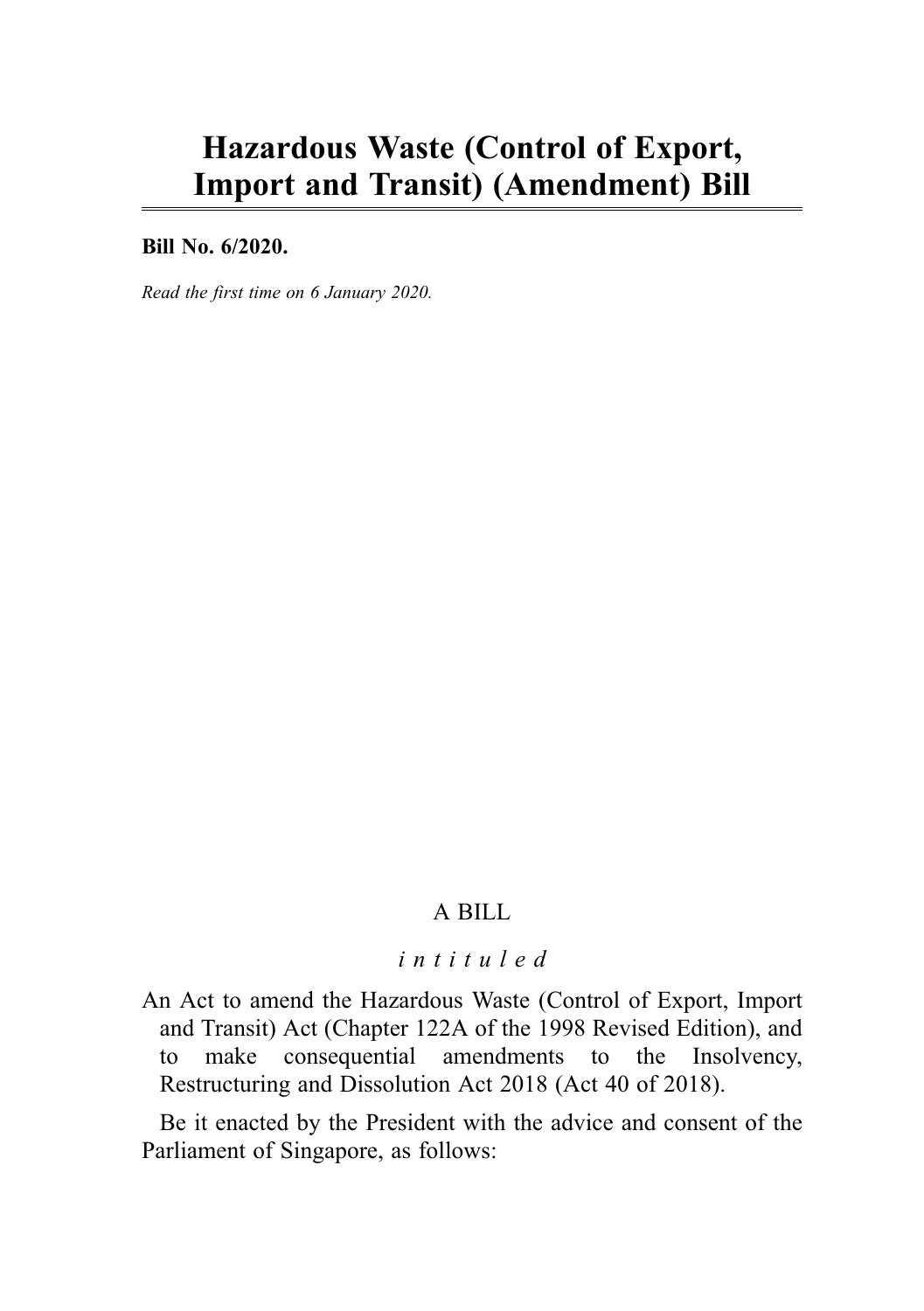# Hazardous Waste (Control of Export, Import and Transit) (Amendment) Bill

**Bill No. 6/2020.**

*Read the first time on 6 January 2020.*

A BILL

*intituled*

An Act to amend the Hazardous Waste (Control of Export, Import and Transit) Act (Chapter 122A of the 1998 Revised Edition), and to make consequential amendments to the Insolvency, Restructuring and Dissolution Act 2018 (Act 40 of 2018).

Be it enacted by the President with the advice and consent of the Parliament of Singapore, as follows: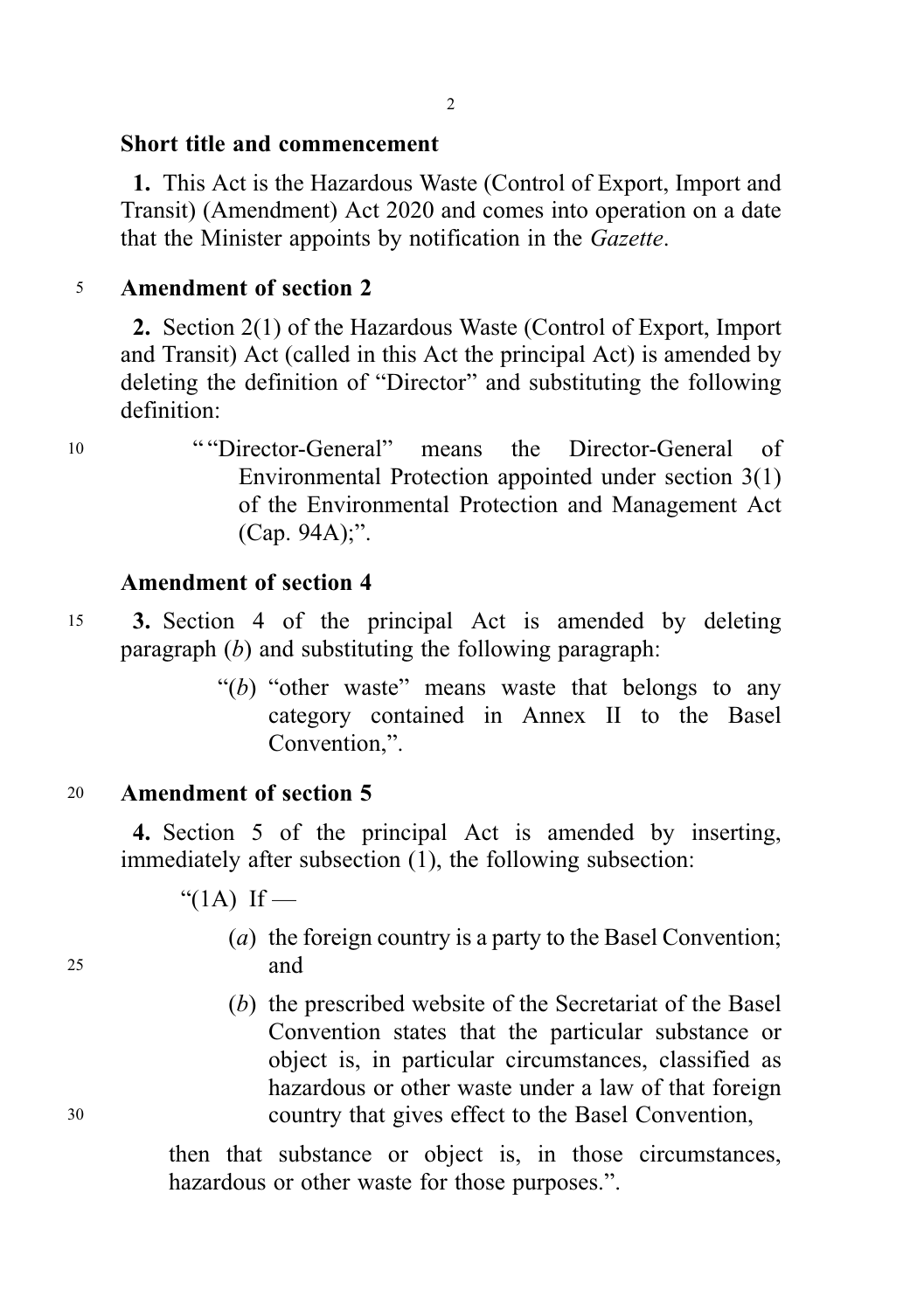**Short title and commencement**

**1.** This Act is the Hazardous Waste (Control of Export, Import and Transit) (Amendment) Act 2020 and comes into operation on a date that the Minister appoints by notification in the *Gazette*.

**Amendment of section 2**

**2.** Section 2(1) of the Hazardous Waste (Control of Export, Import and Transit) Act (called in this Act the principal Act) is amended by deleting the definition of "Director" and substituting the following definition:

> ""Director-General" means the Director-General of Environmental Protection appointed under section 3(1) of the Environmental Protection and Management Act (Cap. 94A);".

**Amendment of section 4**

**3.** Section 4 of the principal Act is amended by deleting paragraph (*b*) and substituting the following paragraph:

> "(*b*) "other waste" means waste that belongs to any category contained in Annex II to the Basel Convention,".

**Amendment of section 5**

**4.** Section 5 of the principal Act is amended by inserting, immediately after subsection (1), the following subsection:

> "(1A) If —
>
> (*a*) the foreign country is a party to the Basel Convention; and
>
> (*b*) the prescribed website of the Secretariat of the Basel Convention states that the particular substance or object is, in particular circumstances, classified as hazardous or other waste under a law of that foreign country that gives effect to the Basel Convention,
>
> then that substance or object is, in those circumstances, hazardous or other waste for those purposes.".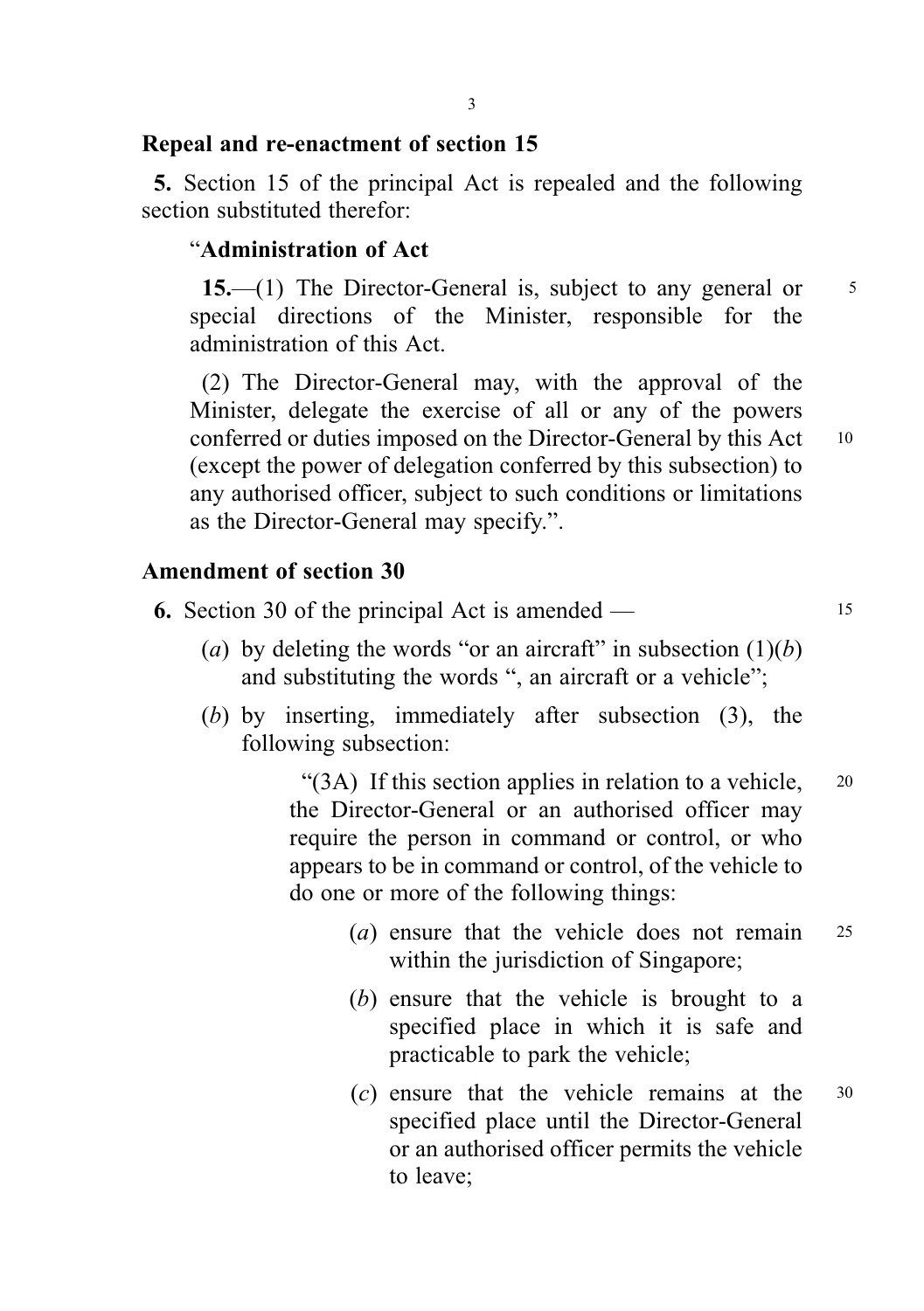**Repeal and re-enactment of section 15**

**5.** Section 15 of the principal Act is repealed and the following section substituted therefor:

"**Administration of Act**

**15.**—(1) The Director-General is, subject to any general or special directions of the Minister, responsible for the administration of this Act.

(2) The Director-General may, with the approval of the Minister, delegate the exercise of all or any of the powers conferred or duties imposed on the Director-General by this Act (except the power of delegation conferred by this subsection) to any authorised officer, subject to such conditions or limitations as the Director-General may specify.".

**Amendment of section 30**

**6.** Section 30 of the principal Act is amended —

(*a*) by deleting the words "or an aircraft" in subsection (1)(*b*) and substituting the words ", an aircraft or a vehicle";

(*b*) by inserting, immediately after subsection (3), the following subsection:

"(3A) If this section applies in relation to a vehicle, the Director-General or an authorised officer may require the person in command or control, or who appears to be in command or control, of the vehicle to do one or more of the following things:

(*a*) ensure that the vehicle does not remain within the jurisdiction of Singapore;

(*b*) ensure that the vehicle is brought to a specified place in which it is safe and practicable to park the vehicle;

(*c*) ensure that the vehicle remains at the specified place until the Director-General or an authorised officer permits the vehicle to leave;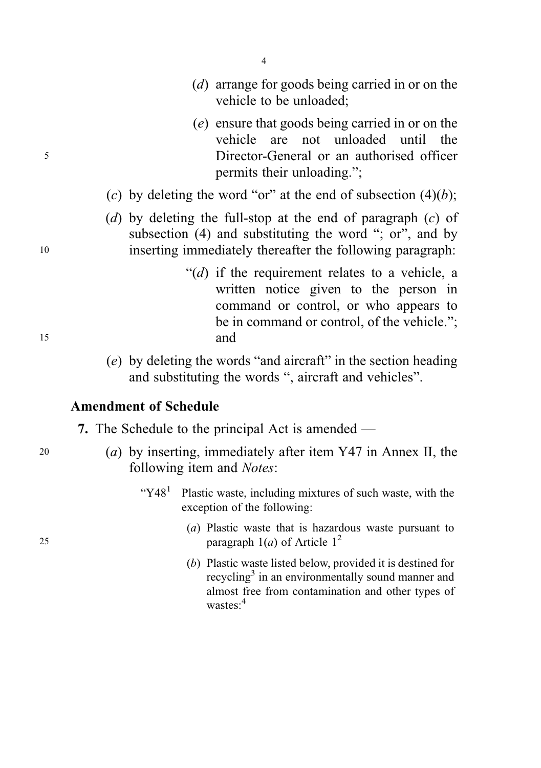(*d*) arrange for goods being carried in or on the vehicle to be unloaded;

(*e*) ensure that goods being carried in or on the vehicle are not unloaded until the Director-General or an authorised officer permits their unloading.";

(*c*) by deleting the word "or" at the end of subsection (4)(*b*);

(*d*) by deleting the full-stop at the end of paragraph (*c*) of subsection (4) and substituting the word "; or", and by inserting immediately thereafter the following paragraph:

"(*d*) if the requirement relates to a vehicle, a written notice given to the person in command or control, or who appears to be in command or control, of the vehicle."; and

(*e*) by deleting the words "and aircraft" in the section heading and substituting the words ", aircraft and vehicles".

**Amendment of Schedule**

**7.** The Schedule to the principal Act is amended —

(*a*) by inserting, immediately after item Y47 in Annex II, the following item and *Notes*:

"Y48[1] Plastic waste, including mixtures of such waste, with the exception of the following:

(*a*) Plastic waste that is hazardous waste pursuant to paragraph 1(*a*) of Article 1[2]

(*b*) Plastic waste listed below, provided it is destined for recycling[3] in an environmentally sound manner and almost free from contamination and other types of wastes:[4]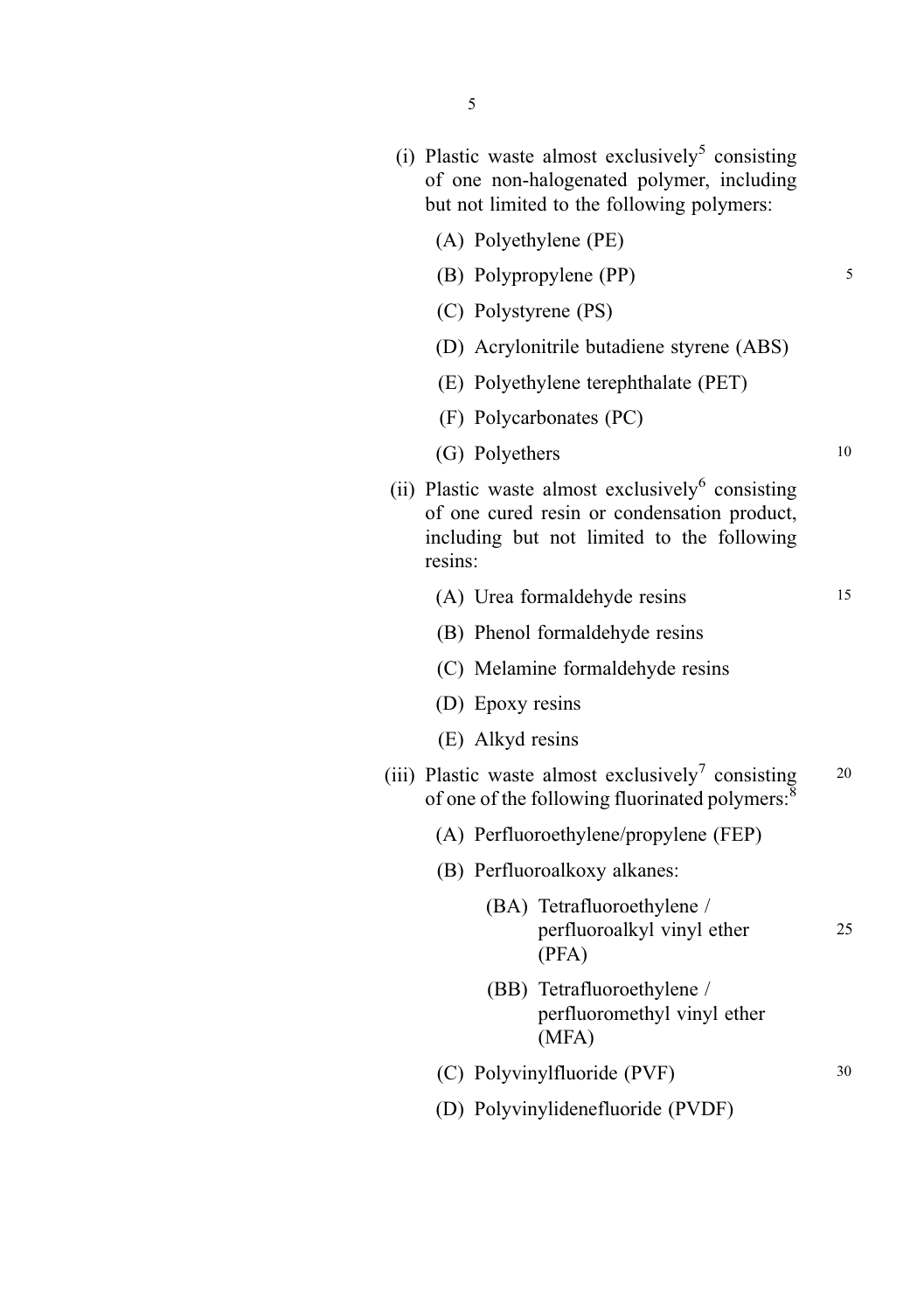(i) Plastic waste almost exclusively[5] consisting of one non-halogenated polymer, including but not limited to the following polymers:

- (A) Polyethylene (PE)
- (B) Polypropylene (PP)
- (C) Polystyrene (PS)
- (D) Acrylonitrile butadiene styrene (ABS)
- (E) Polyethylene terephthalate (PET)
- (F) Polycarbonates (PC)
- (G) Polyethers

(ii) Plastic waste almost exclusively[6] consisting of one cured resin or condensation product, including but not limited to the following resins:

- (A) Urea formaldehyde resins
- (B) Phenol formaldehyde resins
- (C) Melamine formaldehyde resins
- (D) Epoxy resins
- (E) Alkyd resins

(iii) Plastic waste almost exclusively[7] consisting of one of the following fluorinated polymers:[8]

- (A) Perfluoroethylene/propylene (FEP)
- (B) Perfluoroalkoxy alkanes:
  - (BA) Tetrafluoroethylene / perfluoroalkyl vinyl ether (PFA)
  - (BB) Tetrafluoroethylene / perfluoromethyl vinyl ether (MFA)
- (C) Polyvinylfluoride (PVF)
- (D) Polyvinylidenefluoride (PVDF)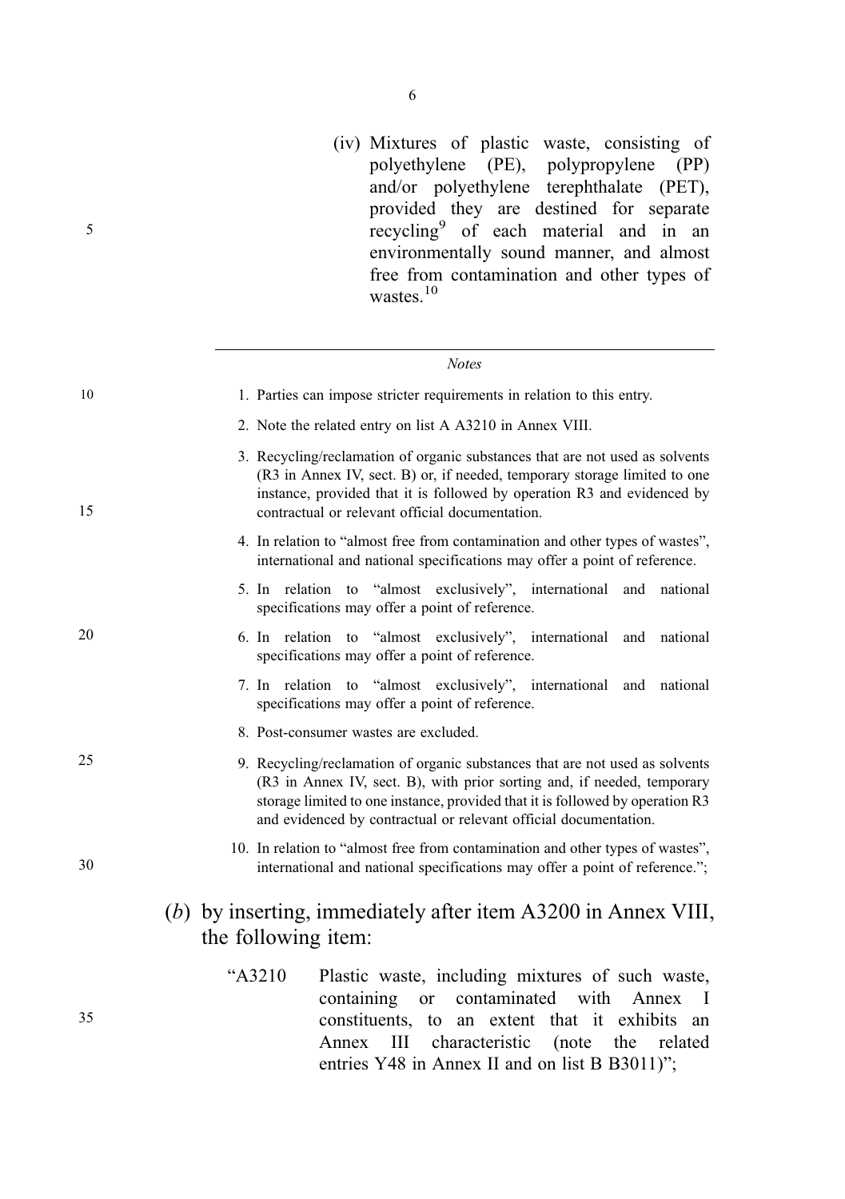(iv) Mixtures of plastic waste, consisting of polyethylene (PE), polypropylene (PP) and/or polyethylene terephthalate (PET), provided they are destined for separate recycling[9] of each material and in an environmentally sound manner, and almost free from contamination and other types of wastes.[10]

---

*Notes*

1. Parties can impose stricter requirements in relation to this entry.
2. Note the related entry on list A A3210 in Annex VIII.
3. Recycling/reclamation of organic substances that are not used as solvents (R3 in Annex IV, sect. B) or, if needed, temporary storage limited to one instance, provided that it is followed by operation R3 and evidenced by contractual or relevant official documentation.
4. In relation to "almost free from contamination and other types of wastes", international and national specifications may offer a point of reference.
5. In relation to "almost exclusively", international and national specifications may offer a point of reference.
6. In relation to "almost exclusively", international and national specifications may offer a point of reference.
7. In relation to "almost exclusively", international and national specifications may offer a point of reference.
8. Post-consumer wastes are excluded.
9. Recycling/reclamation of organic substances that are not used as solvents (R3 in Annex IV, sect. B), with prior sorting and, if needed, temporary storage limited to one instance, provided that it is followed by operation R3 and evidenced by contractual or relevant official documentation.
10. In relation to "almost free from contamination and other types of wastes", international and national specifications may offer a point of reference.";

(*b*) by inserting, immediately after item A3200 in Annex VIII, the following item:

"A3210 Plastic waste, including mixtures of such waste, containing or contaminated with Annex I constituents, to an extent that it exhibits an Annex III characteristic (note the related entries Y48 in Annex II and on list B B3011)";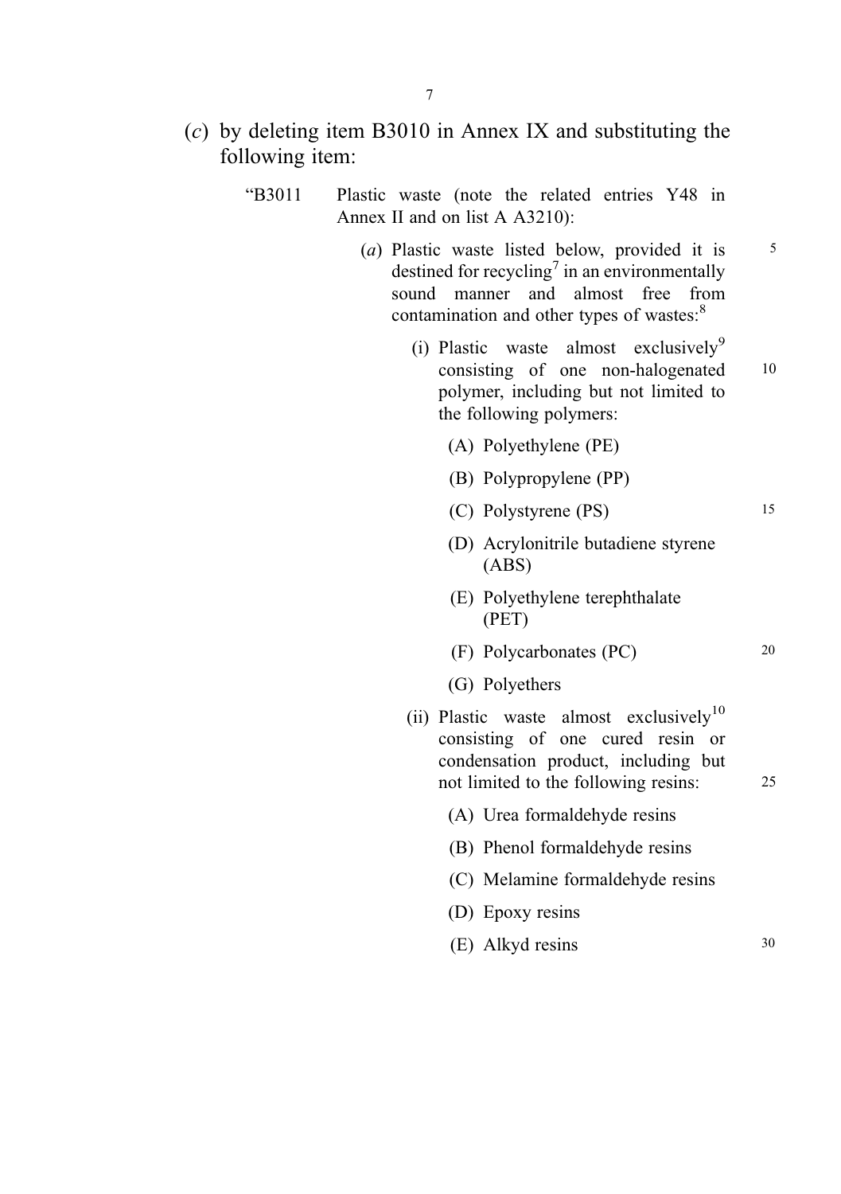(*c*) by deleting item B3010 in Annex IX and substituting the following item:

"B3011 Plastic waste (note the related entries Y48 in Annex II and on list A A3210):

(*a*) Plastic waste listed below, provided it is destined for recycling[7] in an environmentally sound manner and almost free from contamination and other types of wastes:[8]

(i) Plastic waste almost exclusively[9] consisting of one non-halogenated polymer, including but not limited to the following polymers:

(A) Polyethylene (PE)

(B) Polypropylene (PP)

(C) Polystyrene (PS)

(D) Acrylonitrile butadiene styrene (ABS)

(E) Polyethylene terephthalate (PET)

(F) Polycarbonates (PC)

(G) Polyethers

(ii) Plastic waste almost exclusively[10] consisting of one cured resin or condensation product, including but not limited to the following resins:

(A) Urea formaldehyde resins

(B) Phenol formaldehyde resins

(C) Melamine formaldehyde resins

(D) Epoxy resins

(E) Alkyd resins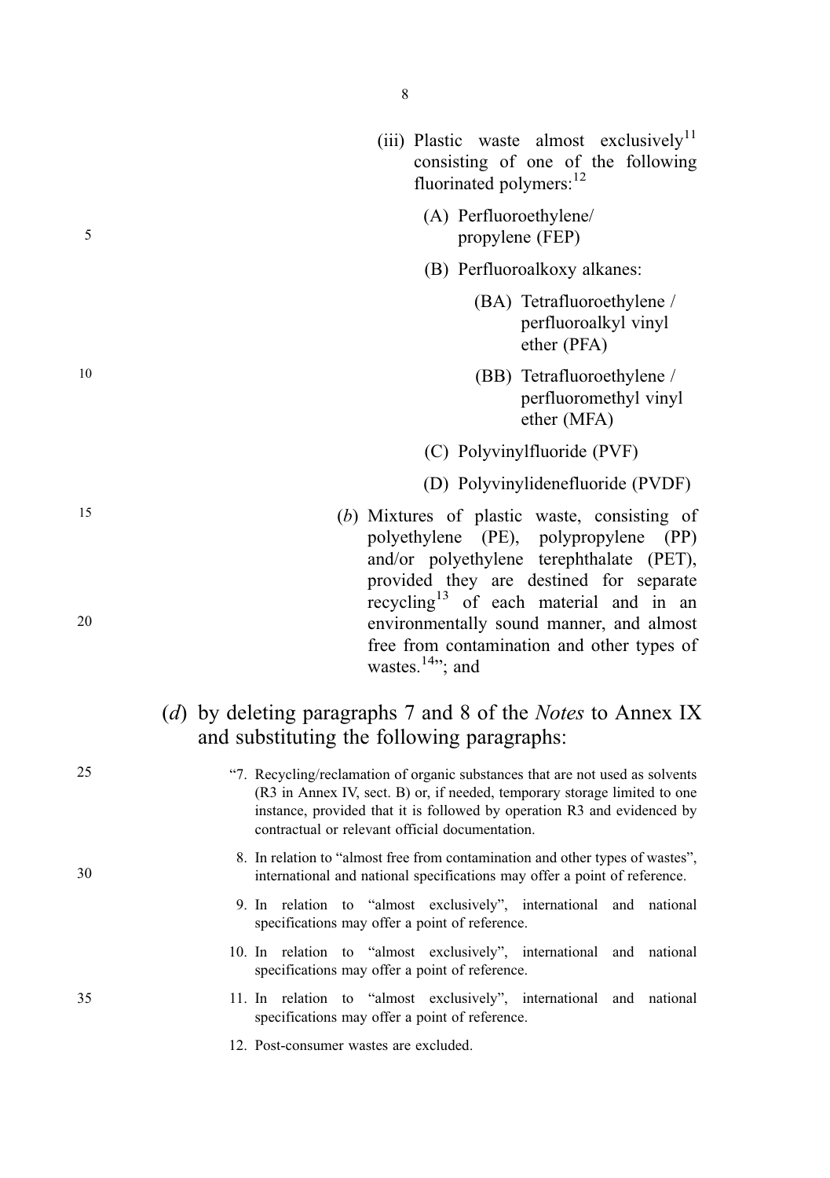(iii) Plastic waste almost exclusively[11] consisting of one of the following fluorinated polymers:[12]

(A) Perfluoroethylene/ propylene (FEP)

(B) Perfluoroalkoxy alkanes:

(BA) Tetrafluoroethylene / perfluoroalkyl vinyl ether (PFA)

(BB) Tetrafluoroethylene / perfluoromethyl vinyl ether (MFA)

(C) Polyvinylfluoride (PVF)

(D) Polyvinylidenefluoride (PVDF)

(*b*) Mixtures of plastic waste, consisting of polyethylene (PE), polypropylene (PP) and/or polyethylene terephthalate (PET), provided they are destined for separate recycling[13] of each material and in an environmentally sound manner, and almost free from contamination and other types of wastes.[14]"; and

(*d*) by deleting paragraphs 7 and 8 of the *Notes* to Annex IX and substituting the following paragraphs:

"7. Recycling/reclamation of organic substances that are not used as solvents (R3 in Annex IV, sect. B) or, if needed, temporary storage limited to one instance, provided that it is followed by operation R3 and evidenced by contractual or relevant official documentation.

8. In relation to "almost free from contamination and other types of wastes", international and national specifications may offer a point of reference.

9. In relation to "almost exclusively", international and national specifications may offer a point of reference.

10. In relation to "almost exclusively", international and national specifications may offer a point of reference.

11. In relation to "almost exclusively", international and national specifications may offer a point of reference.

12. Post-consumer wastes are excluded.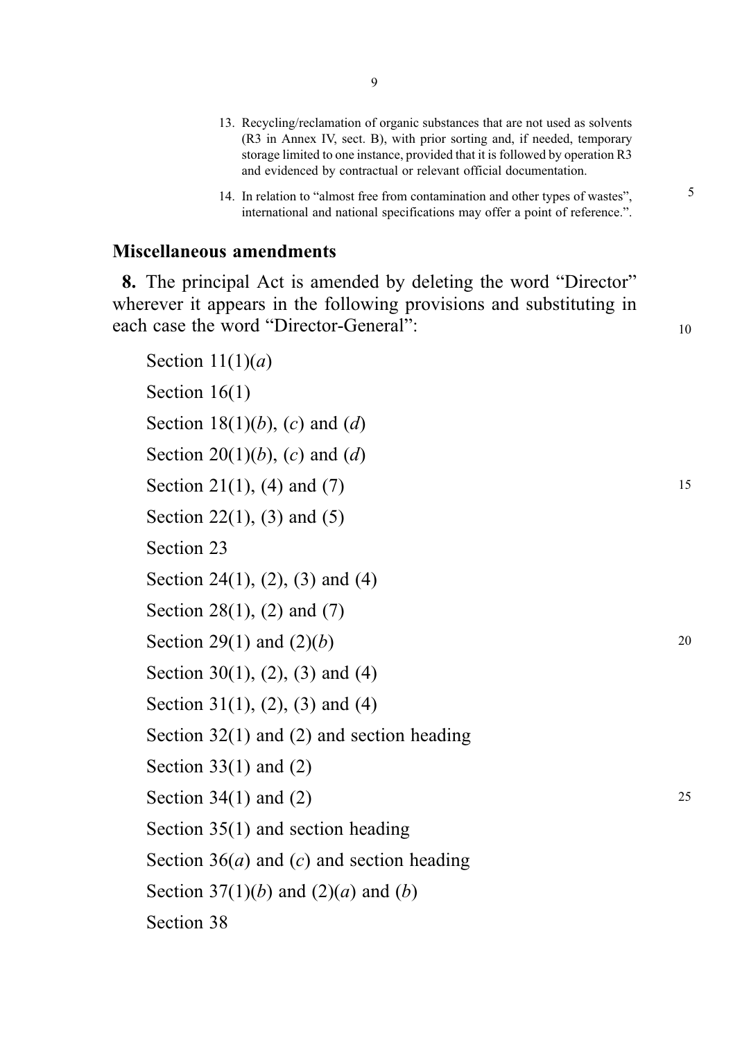13. Recycling/reclamation of organic substances that are not used as solvents (R3 in Annex IV, sect. B), with prior sorting and, if needed, temporary storage limited to one instance, provided that it is followed by operation R3 and evidenced by contractual or relevant official documentation.

14. In relation to "almost free from contamination and other types of wastes", international and national specifications may offer a point of reference.".

## Miscellaneous amendments

**8.** The principal Act is amended by deleting the word "Director" wherever it appears in the following provisions and substituting in each case the word "Director-General":

Section 11(1)(*a*)

Section 16(1)

Section 18(1)(*b*), (*c*) and (*d*)

Section 20(1)(*b*), (*c*) and (*d*)

Section 21(1), (4) and (7)

Section 22(1), (3) and (5)

Section 23

Section 24(1), (2), (3) and (4)

Section 28(1), (2) and (7)

Section 29(1) and (2)(*b*)

Section 30(1), (2), (3) and (4)

Section 31(1), (2), (3) and (4)

Section 32(1) and (2) and section heading

Section 33(1) and (2)

Section 34(1) and (2)

Section 35(1) and section heading

Section 36(*a*) and (*c*) and section heading

Section 37(1)(*b*) and (2)(*a*) and (*b*)

Section 38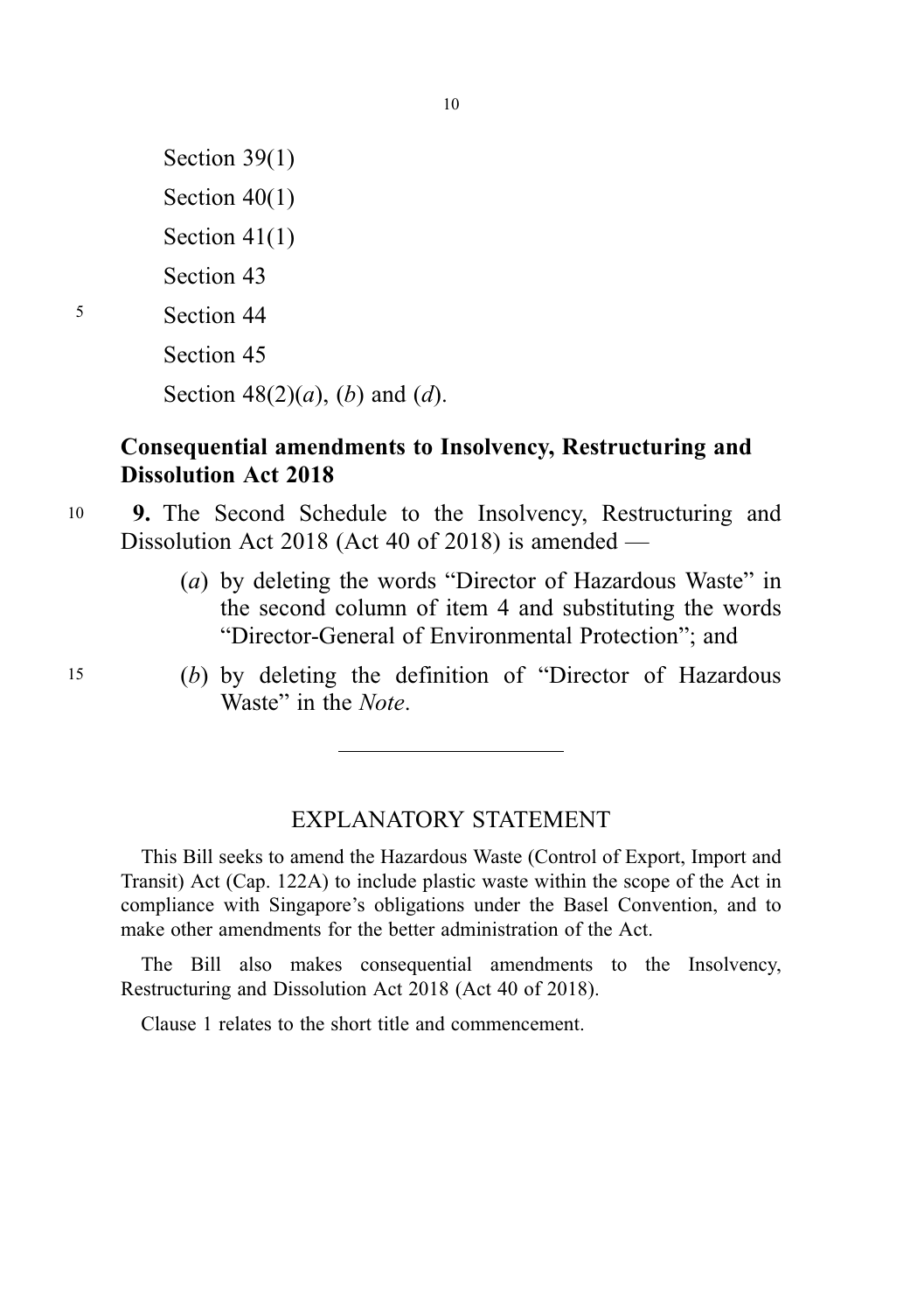Section 39(1)

Section 40(1)

Section 41(1)

Section 43

Section 44

Section 45

Section 48(2)(*a*), (*b*) and (*d*).

**Consequential amendments to Insolvency, Restructuring and Dissolution Act 2018**

**9.** The Second Schedule to the Insolvency, Restructuring and Dissolution Act 2018 (Act 40 of 2018) is amended —

(*a*) by deleting the words "Director of Hazardous Waste" in the second column of item 4 and substituting the words "Director-General of Environmental Protection"; and

(*b*) by deleting the definition of "Director of Hazardous Waste" in the *Note*.

---

## EXPLANATORY STATEMENT

This Bill seeks to amend the Hazardous Waste (Control of Export, Import and Transit) Act (Cap. 122A) to include plastic waste within the scope of the Act in compliance with Singapore's obligations under the Basel Convention, and to make other amendments for the better administration of the Act.

The Bill also makes consequential amendments to the Insolvency, Restructuring and Dissolution Act 2018 (Act 40 of 2018).

Clause 1 relates to the short title and commencement.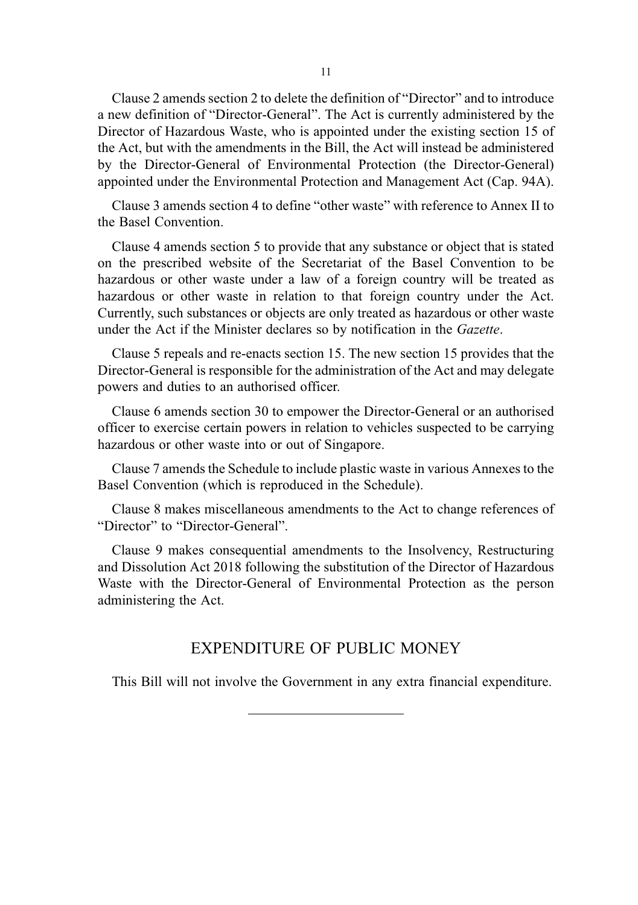Clause 2 amends section 2 to delete the definition of "Director" and to introduce a new definition of "Director-General". The Act is currently administered by the Director of Hazardous Waste, who is appointed under the existing section 15 of the Act, but with the amendments in the Bill, the Act will instead be administered by the Director-General of Environmental Protection (the Director-General) appointed under the Environmental Protection and Management Act (Cap. 94A).

Clause 3 amends section 4 to define "other waste" with reference to Annex II to the Basel Convention.

Clause 4 amends section 5 to provide that any substance or object that is stated on the prescribed website of the Secretariat of the Basel Convention to be hazardous or other waste under a law of a foreign country will be treated as hazardous or other waste in relation to that foreign country under the Act. Currently, such substances or objects are only treated as hazardous or other waste under the Act if the Minister declares so by notification in the *Gazette*.

Clause 5 repeals and re-enacts section 15. The new section 15 provides that the Director-General is responsible for the administration of the Act and may delegate powers and duties to an authorised officer.

Clause 6 amends section 30 to empower the Director-General or an authorised officer to exercise certain powers in relation to vehicles suspected to be carrying hazardous or other waste into or out of Singapore.

Clause 7 amends the Schedule to include plastic waste in various Annexes to the Basel Convention (which is reproduced in the Schedule).

Clause 8 makes miscellaneous amendments to the Act to change references of "Director" to "Director-General".

Clause 9 makes consequential amendments to the Insolvency, Restructuring and Dissolution Act 2018 following the substitution of the Director of Hazardous Waste with the Director-General of Environmental Protection as the person administering the Act.

## EXPENDITURE OF PUBLIC MONEY

This Bill will not involve the Government in any extra financial expenditure.